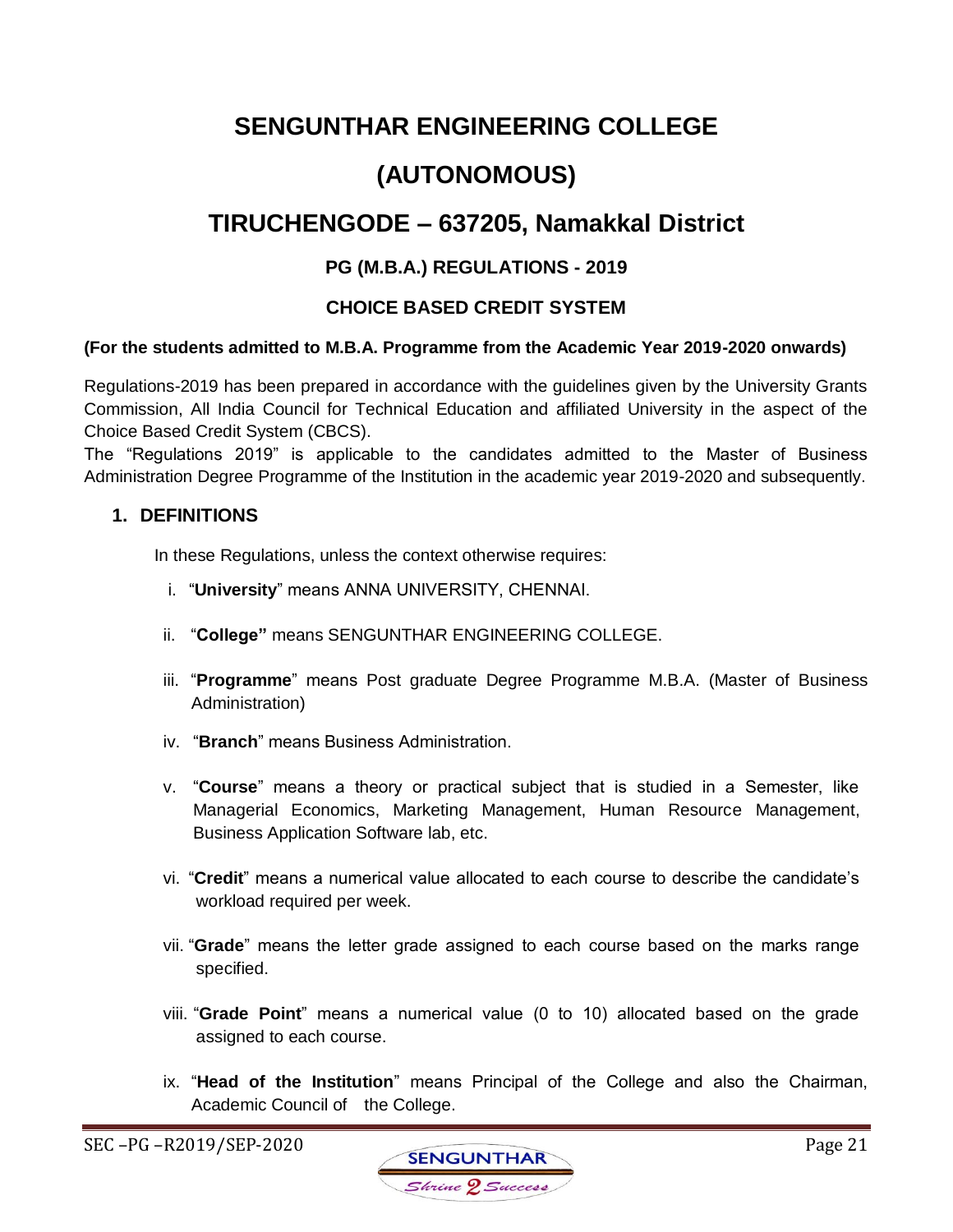# SENGUNTHAR ENGINEERING COLLEGE

# (AUTONOMOUS)

# TIRUCHENGODE – 637205, Namakkal District

### PG (M.B.A.) REGULATIONS - 2019

### CHOICE BASED CREDIT SYSTEM

**(For the students admitted to M.B.A. Programme from the Academic Year 2019-2020 onwards)**

Regulations-2019 has been prepared in accordance with the guidelines given by the University Grants Commission, All India Council for Technical Education and affiliated University in the aspect of the Choice Based Credit System (CBCS).

The "Regulations 2019" is applicable to the candidates admitted to the Master of Business Administration Degree Programme of the Institution in the academic year 2019-2020 and subsequently.

## 1. DEFINITIONS

In these Regulations, unless the context otherwise requires:

i. "**University**" means ANNA UNIVERSITY, CHENNAI.

ii. "**College"** means SENGUNTHAR ENGINEERING COLLEGE.

iii. "**Programme**" means Post graduate Degree Programme M.B.A. (Master of Business Administration)

iv. "**Branch**" means Business Administration.

v. "**Course**" means a theory or practical subject that is studied in a Semester, like Managerial Economics, Marketing Management, Human Resource Management, Business Application Software lab, etc.

vi. "**Credit**" means a numerical value allocated to each course to describe the candidate's workload required per week.

vii. "**Grade**" means the letter grade assigned to each course based on the marks range specified.

viii. "**Grade Point**" means a numerical value (0 to 10) allocated based on the grade assigned to each course.

ix. "**Head of the Institution**" means Principal of the College and also the Chairman, Academic Council of the College.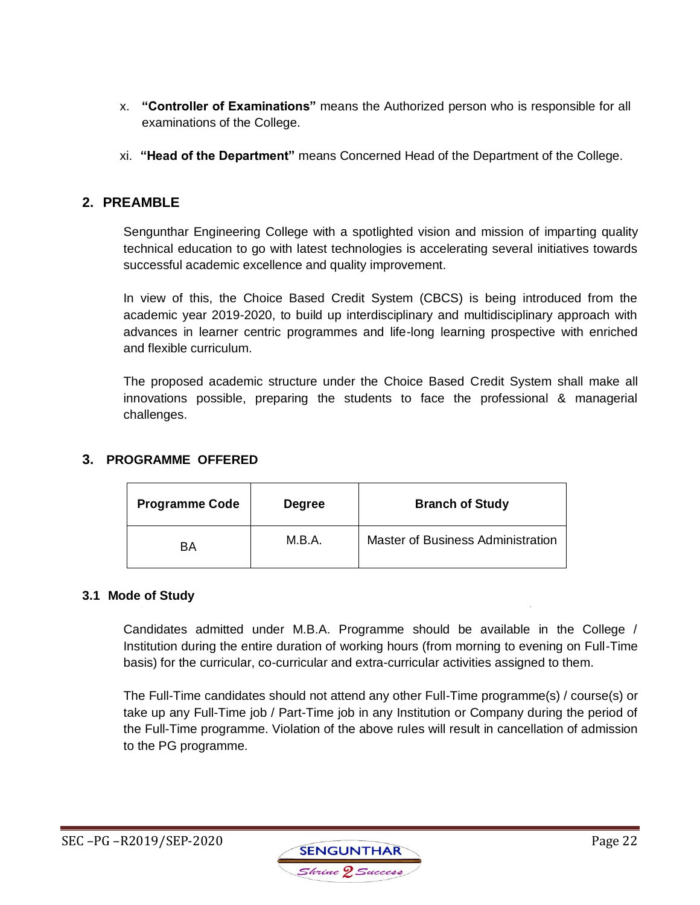x. **"Controller of Examinations"** means the Authorized person who is responsible for all examinations of the College.

xi. **"Head of the Department"** means Concerned Head of the Department of the College.

## 2. PREAMBLE

Sengunthar Engineering College with a spotlighted vision and mission of imparting quality technical education to go with latest technologies is accelerating several initiatives towards successful academic excellence and quality improvement.

In view of this, the Choice Based Credit System (CBCS) is being introduced from the academic year 2019-2020, to build up interdisciplinary and multidisciplinary approach with advances in learner centric programmes and life-long learning prospective with enriched and flexible curriculum.

The proposed academic structure under the Choice Based Credit System shall make all innovations possible, preparing the students to face the professional & managerial challenges.

## 3. PROGRAMME OFFERED

| Programme Code | Degree | Branch of Study |
|---|---|---|
| BA | M.B.A. | Master of Business Administration |

### 3.1 Mode of Study

Candidates admitted under M.B.A. Programme should be available in the College / Institution during the entire duration of working hours (from morning to evening on Full-Time basis) for the curricular, co-curricular and extra-curricular activities assigned to them.

The Full-Time candidates should not attend any other Full-Time programme(s) / course(s) or take up any Full-Time job / Part-Time job in any Institution or Company during the period of the Full-Time programme. Violation of the above rules will result in cancellation of admission to the PG programme.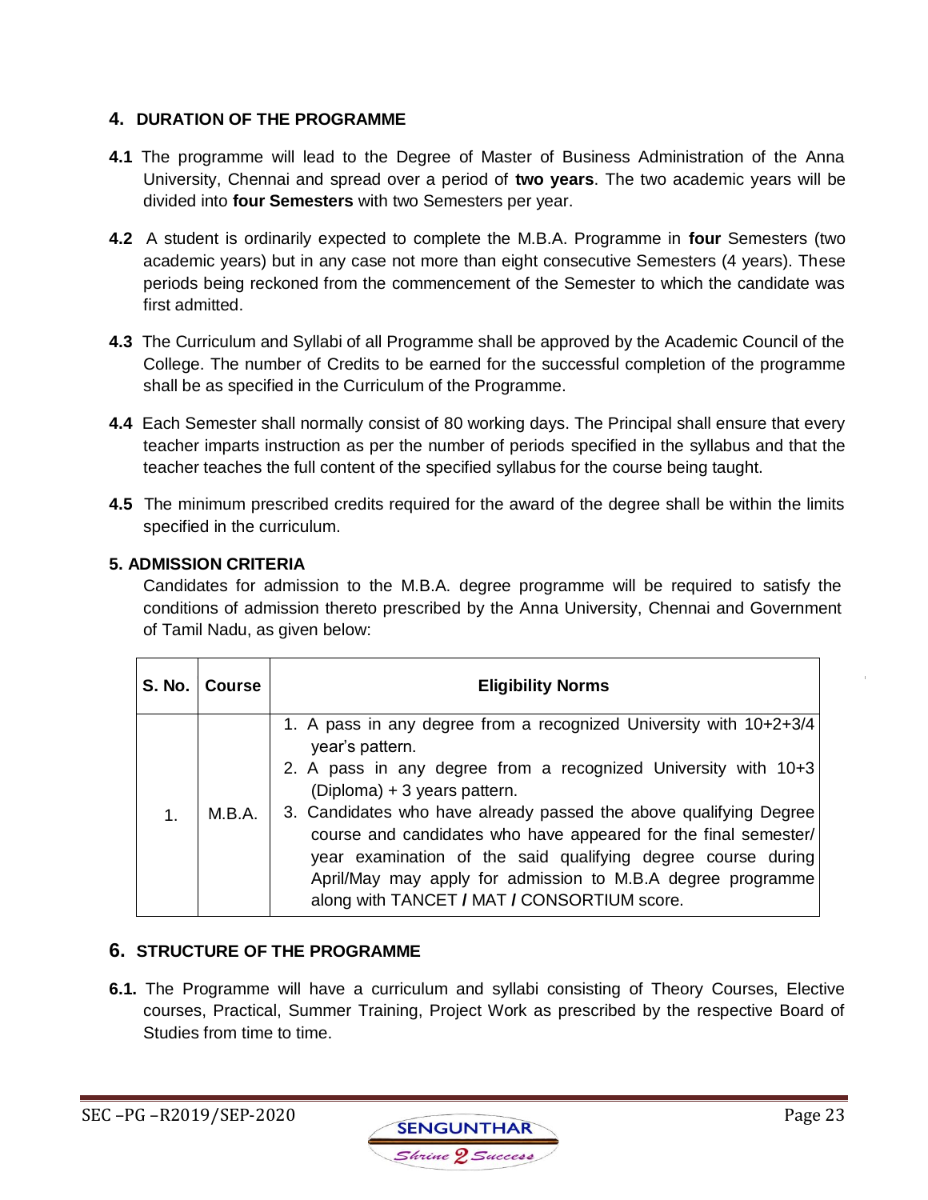## 4. DURATION OF THE PROGRAMME

**4.1** The programme will lead to the Degree of Master of Business Administration of the Anna University, Chennai and spread over a period of **two years**. The two academic years will be divided into **four Semesters** with two Semesters per year.

**4.2** A student is ordinarily expected to complete the M.B.A. Programme in **four** Semesters (two academic years) but in any case not more than eight consecutive Semesters (4 years). These periods being reckoned from the commencement of the Semester to which the candidate was first admitted.

**4.3** The Curriculum and Syllabi of all Programme shall be approved by the Academic Council of the College. The number of Credits to be earned for the successful completion of the programme shall be as specified in the Curriculum of the Programme.

**4.4** Each Semester shall normally consist of 80 working days. The Principal shall ensure that every teacher imparts instruction as per the number of periods specified in the syllabus and that the teacher teaches the full content of the specified syllabus for the course being taught.

**4.5** The minimum prescribed credits required for the award of the degree shall be within the limits specified in the curriculum.

## 5. ADMISSION CRITERIA

Candidates for admission to the M.B.A. degree programme will be required to satisfy the conditions of admission thereto prescribed by the Anna University, Chennai and Government of Tamil Nadu, as given below:

| S. No. | Course | Eligibility Norms |
|---|---|---|
| 1. | M.B.A. | 1. A pass in any degree from a recognized University with 10+2+3/4 year's pattern.<br>2. A pass in any degree from a recognized University with 10+3 (Diploma) + 3 years pattern.<br>3. Candidates who have already passed the above qualifying Degree course and candidates who have appeared for the final semester/ year examination of the said qualifying degree course during April/May may apply for admission to M.B.A degree programme along with TANCET **/** MAT **/** CONSORTIUM score. |

## 6. STRUCTURE OF THE PROGRAMME

**6.1.** The Programme will have a curriculum and syllabi consisting of Theory Courses, Elective courses, Practical, Summer Training, Project Work as prescribed by the respective Board of Studies from time to time.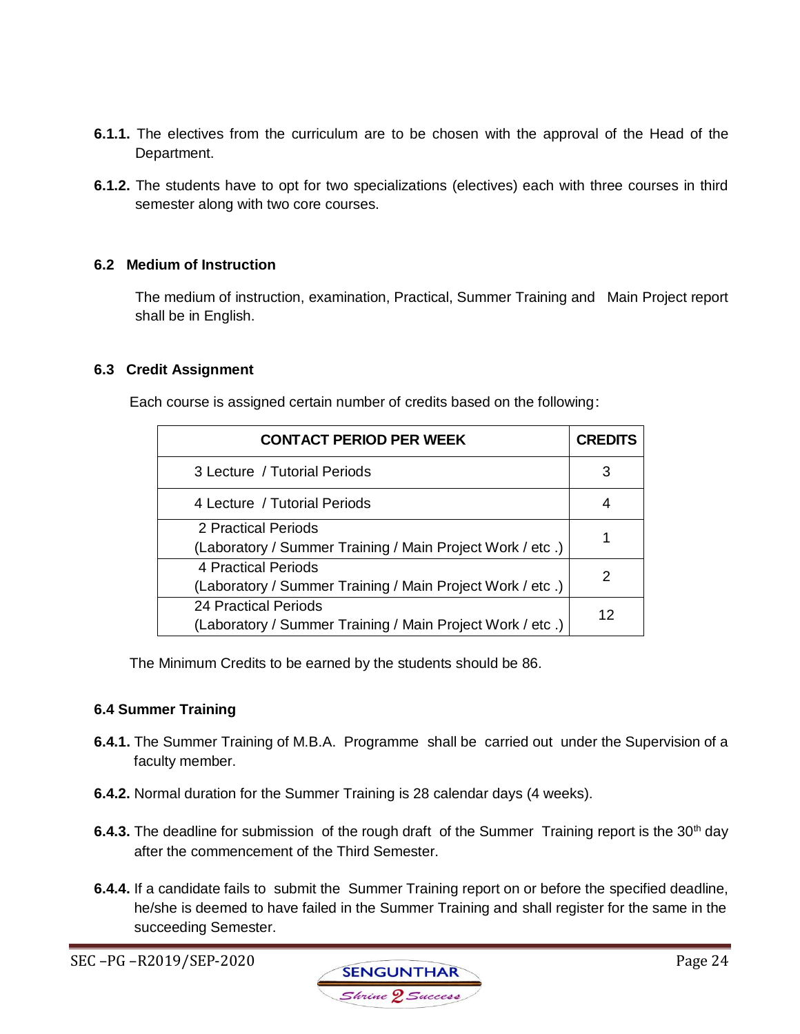**6.1.1.** The electives from the curriculum are to be chosen with the approval of the Head of the Department.

**6.1.2.** The students have to opt for two specializations (electives) each with three courses in third semester along with two core courses.

### 6.2 Medium of Instruction

The medium of instruction, examination, Practical, Summer Training and Main Project report shall be in English.

### 6.3 Credit Assignment

Each course is assigned certain number of credits based on the following:

| CONTACT PERIOD PER WEEK | CREDITS |
|---|---|
| 3 Lecture / Tutorial Periods | 3 |
| 4 Lecture / Tutorial Periods | 4 |
| 2 Practical Periods (Laboratory / Summer Training / Main Project Work / etc .) | 1 |
| 4 Practical Periods (Laboratory / Summer Training / Main Project Work / etc .) | 2 |
| 24 Practical Periods (Laboratory / Summer Training / Main Project Work / etc .) | 12 |

The Minimum Credits to be earned by the students should be 86.

### 6.4 Summer Training

**6.4.1.** The Summer Training of M.B.A. Programme shall be carried out under the Supervision of a faculty member.

**6.4.2.** Normal duration for the Summer Training is 28 calendar days (4 weeks).

**6.4.3.** The deadline for submission of the rough draft of the Summer Training report is the 30th day after the commencement of the Third Semester.

**6.4.4.** If a candidate fails to submit the Summer Training report on or before the specified deadline, he/she is deemed to have failed in the Summer Training and shall register for the same in the succeeding Semester.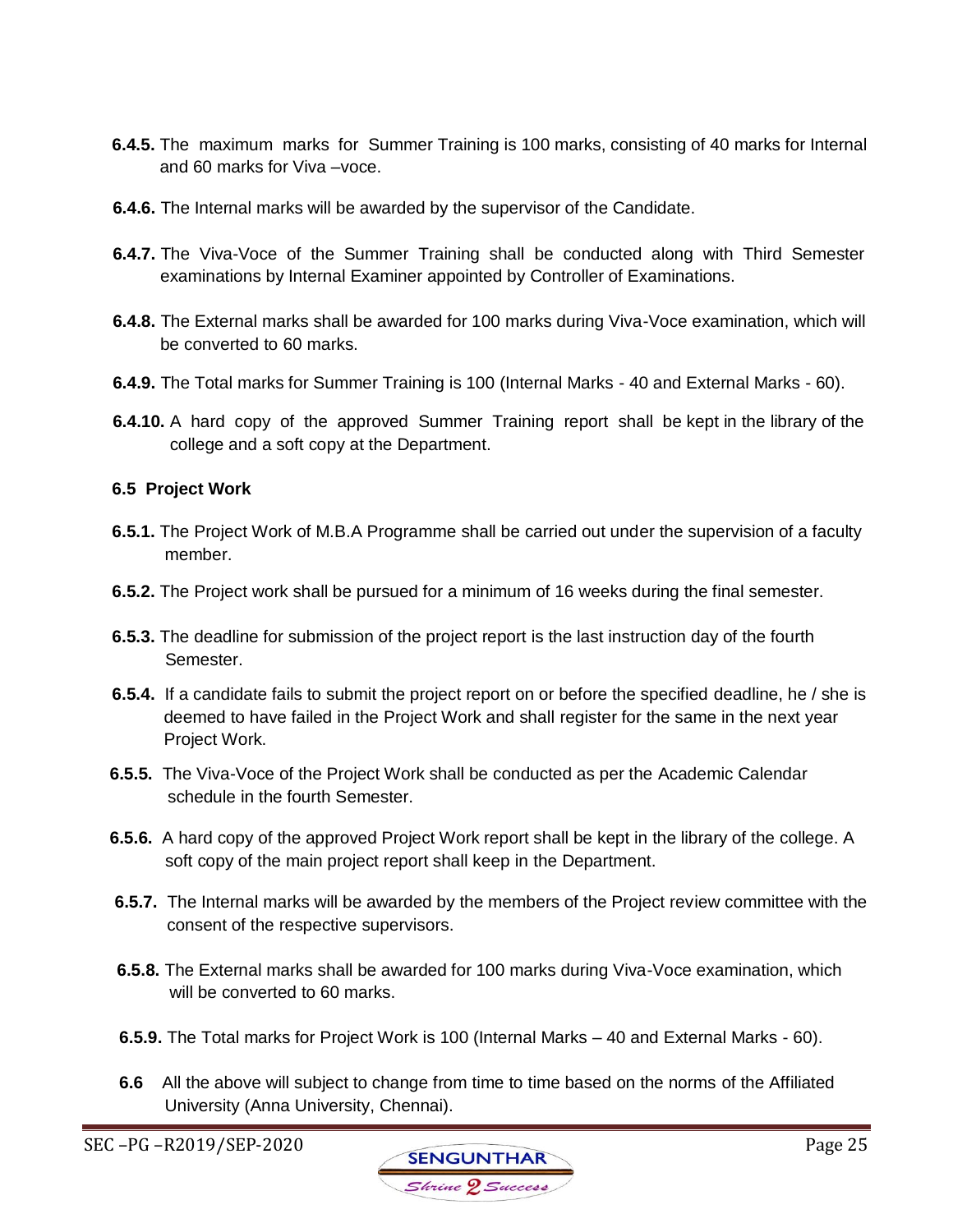**6.4.5.** The maximum marks for Summer Training is 100 marks, consisting of 40 marks for Internal and 60 marks for Viva –voce.

**6.4.6.** The Internal marks will be awarded by the supervisor of the Candidate.

**6.4.7.** The Viva-Voce of the Summer Training shall be conducted along with Third Semester examinations by Internal Examiner appointed by Controller of Examinations.

**6.4.8.** The External marks shall be awarded for 100 marks during Viva-Voce examination, which will be converted to 60 marks.

**6.4.9.** The Total marks for Summer Training is 100 (Internal Marks - 40 and External Marks - 60).

**6.4.10.** A hard copy of the approved Summer Training report shall be kept in the library of the college and a soft copy at the Department.

### 6.5 Project Work

**6.5.1.** The Project Work of M.B.A Programme shall be carried out under the supervision of a faculty member.

**6.5.2.** The Project work shall be pursued for a minimum of 16 weeks during the final semester.

**6.5.3.** The deadline for submission of the project report is the last instruction day of the fourth Semester.

**6.5.4.** If a candidate fails to submit the project report on or before the specified deadline, he / she is deemed to have failed in the Project Work and shall register for the same in the next year Project Work.

**6.5.5.** The Viva-Voce of the Project Work shall be conducted as per the Academic Calendar schedule in the fourth Semester.

**6.5.6.** A hard copy of the approved Project Work report shall be kept in the library of the college. A soft copy of the main project report shall keep in the Department.

**6.5.7.** The Internal marks will be awarded by the members of the Project review committee with the consent of the respective supervisors.

**6.5.8.** The External marks shall be awarded for 100 marks during Viva-Voce examination, which will be converted to 60 marks.

**6.5.9.** The Total marks for Project Work is 100 (Internal Marks – 40 and External Marks - 60).

**6.6** All the above will subject to change from time to time based on the norms of the Affiliated University (Anna University, Chennai).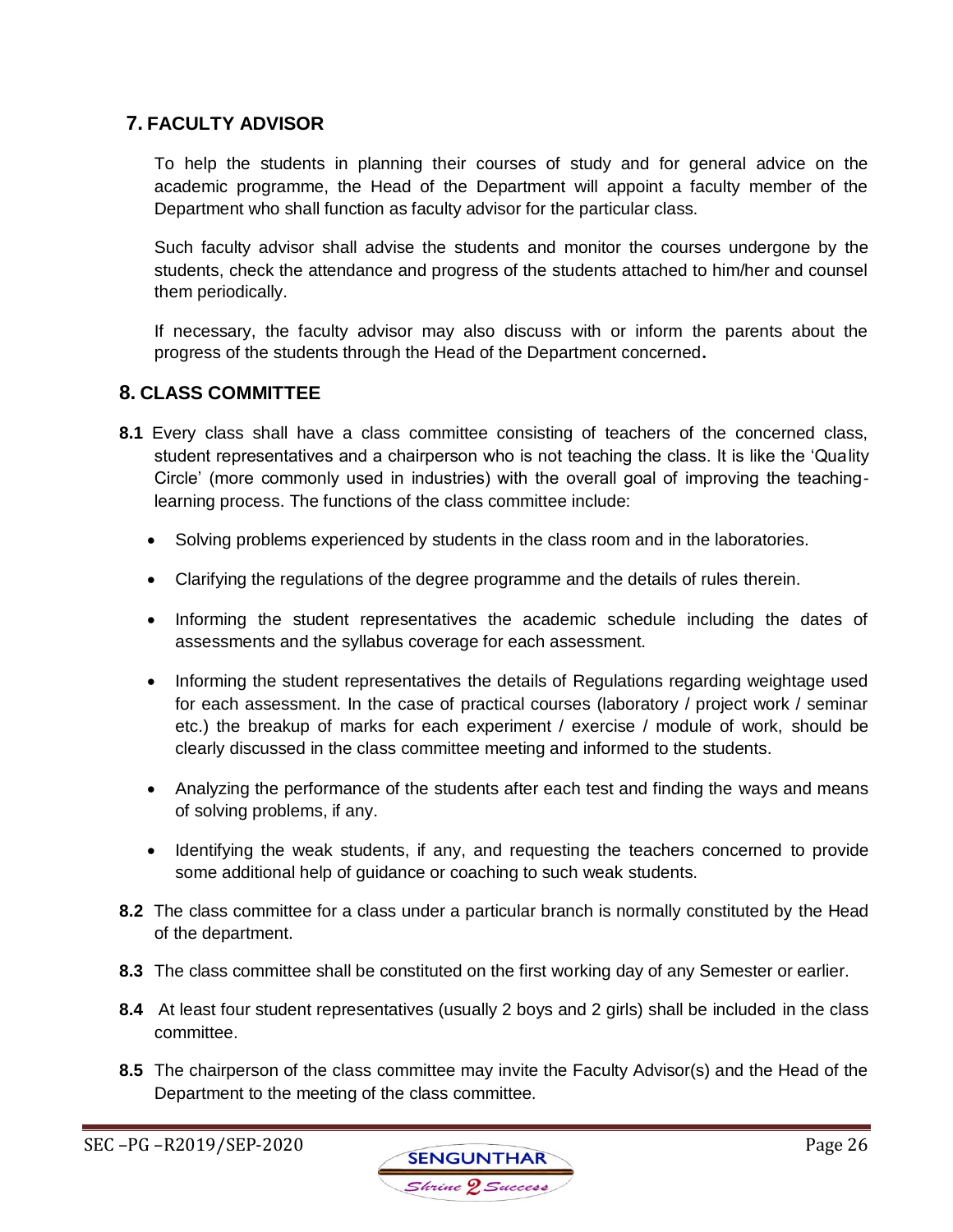## 7. FACULTY ADVISOR

To help the students in planning their courses of study and for general advice on the academic programme, the Head of the Department will appoint a faculty member of the Department who shall function as faculty advisor for the particular class.

Such faculty advisor shall advise the students and monitor the courses undergone by the students, check the attendance and progress of the students attached to him/her and counsel them periodically.

If necessary, the faculty advisor may also discuss with or inform the parents about the progress of the students through the Head of the Department concerned**.**

## 8. CLASS COMMITTEE

**8.1** Every class shall have a class committee consisting of teachers of the concerned class, student representatives and a chairperson who is not teaching the class. It is like the 'Quality Circle' (more commonly used in industries) with the overall goal of improving the teaching-learning process. The functions of the class committee include:

- Solving problems experienced by students in the class room and in the laboratories.
- Clarifying the regulations of the degree programme and the details of rules therein.
- Informing the student representatives the academic schedule including the dates of assessments and the syllabus coverage for each assessment.
- Informing the student representatives the details of Regulations regarding weightage used for each assessment. In the case of practical courses (laboratory / project work / seminar etc.) the breakup of marks for each experiment / exercise / module of work, should be clearly discussed in the class committee meeting and informed to the students.
- Analyzing the performance of the students after each test and finding the ways and means of solving problems, if any.
- Identifying the weak students, if any, and requesting the teachers concerned to provide some additional help of guidance or coaching to such weak students.

**8.2** The class committee for a class under a particular branch is normally constituted by the Head of the department.

**8.3** The class committee shall be constituted on the first working day of any Semester or earlier.

**8.4** At least four student representatives (usually 2 boys and 2 girls) shall be included in the class committee.

**8.5** The chairperson of the class committee may invite the Faculty Advisor(s) and the Head of the Department to the meeting of the class committee.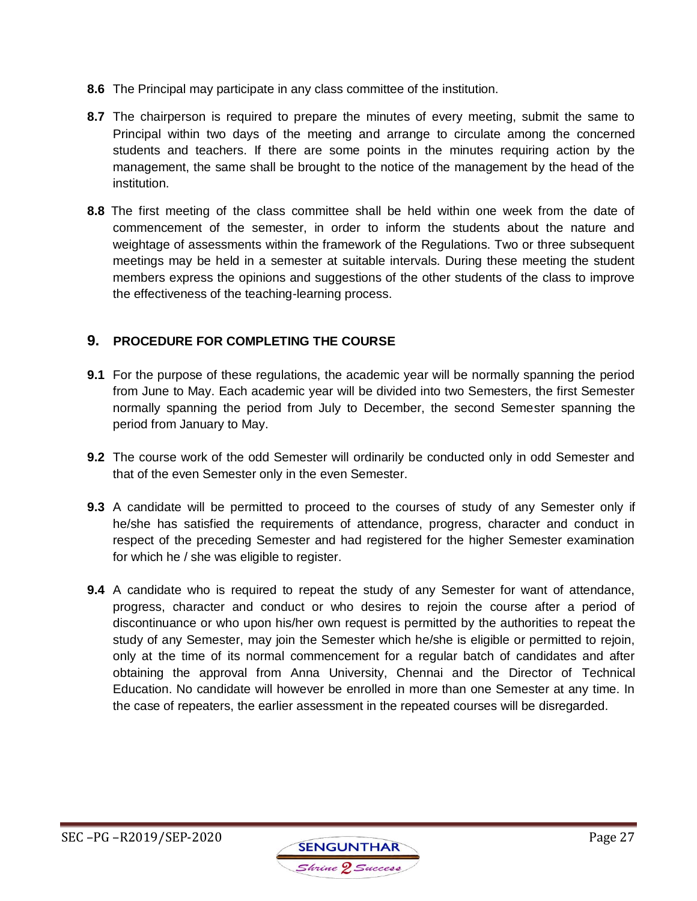**8.6** The Principal may participate in any class committee of the institution.

**8.7** The chairperson is required to prepare the minutes of every meeting, submit the same to Principal within two days of the meeting and arrange to circulate among the concerned students and teachers. If there are some points in the minutes requiring action by the management, the same shall be brought to the notice of the management by the head of the institution.

**8.8** The first meeting of the class committee shall be held within one week from the date of commencement of the semester, in order to inform the students about the nature and weightage of assessments within the framework of the Regulations. Two or three subsequent meetings may be held in a semester at suitable intervals. During these meeting the student members express the opinions and suggestions of the other students of the class to improve the effectiveness of the teaching-learning process.

## 9. PROCEDURE FOR COMPLETING THE COURSE

**9.1** For the purpose of these regulations, the academic year will be normally spanning the period from June to May. Each academic year will be divided into two Semesters, the first Semester normally spanning the period from July to December, the second Semester spanning the period from January to May.

**9.2** The course work of the odd Semester will ordinarily be conducted only in odd Semester and that of the even Semester only in the even Semester.

**9.3** A candidate will be permitted to proceed to the courses of study of any Semester only if he/she has satisfied the requirements of attendance, progress, character and conduct in respect of the preceding Semester and had registered for the higher Semester examination for which he / she was eligible to register.

**9.4** A candidate who is required to repeat the study of any Semester for want of attendance, progress, character and conduct or who desires to rejoin the course after a period of discontinuance or who upon his/her own request is permitted by the authorities to repeat the study of any Semester, may join the Semester which he/she is eligible or permitted to rejoin, only at the time of its normal commencement for a regular batch of candidates and after obtaining the approval from Anna University, Chennai and the Director of Technical Education. No candidate will however be enrolled in more than one Semester at any time. In the case of repeaters, the earlier assessment in the repeated courses will be disregarded.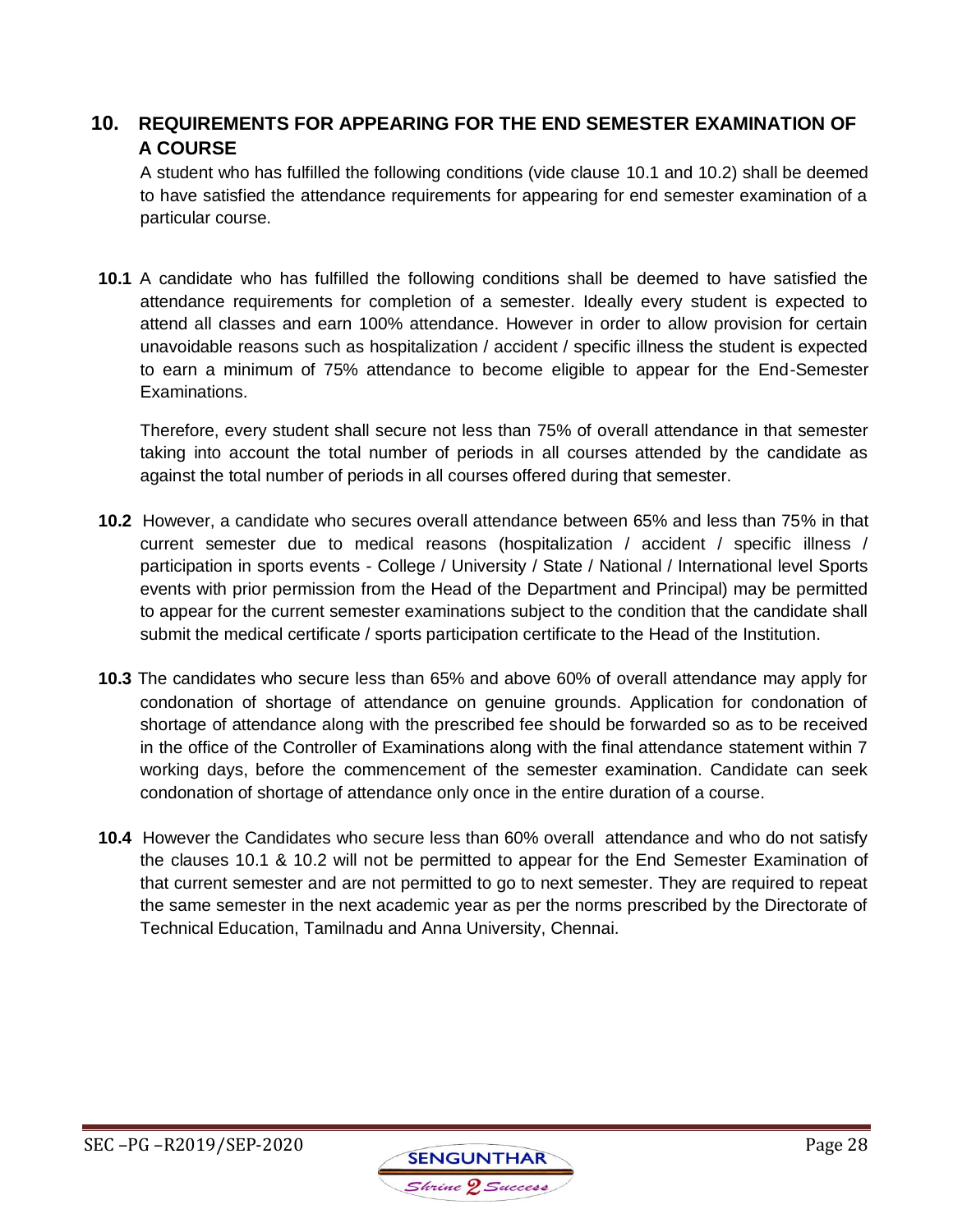## 10. REQUIREMENTS FOR APPEARING FOR THE END SEMESTER EXAMINATION OF A COURSE

A student who has fulfilled the following conditions (vide clause 10.1 and 10.2) shall be deemed to have satisfied the attendance requirements for appearing for end semester examination of a particular course.

**10.1** A candidate who has fulfilled the following conditions shall be deemed to have satisfied the attendance requirements for completion of a semester. Ideally every student is expected to attend all classes and earn 100% attendance. However in order to allow provision for certain unavoidable reasons such as hospitalization / accident / specific illness the student is expected to earn a minimum of 75% attendance to become eligible to appear for the End-Semester Examinations.

Therefore, every student shall secure not less than 75% of overall attendance in that semester taking into account the total number of periods in all courses attended by the candidate as against the total number of periods in all courses offered during that semester.

**10.2** However, a candidate who secures overall attendance between 65% and less than 75% in that current semester due to medical reasons (hospitalization / accident / specific illness / participation in sports events - College / University / State / National / International level Sports events with prior permission from the Head of the Department and Principal) may be permitted to appear for the current semester examinations subject to the condition that the candidate shall submit the medical certificate / sports participation certificate to the Head of the Institution.

**10.3** The candidates who secure less than 65% and above 60% of overall attendance may apply for condonation of shortage of attendance on genuine grounds. Application for condonation of shortage of attendance along with the prescribed fee should be forwarded so as to be received in the office of the Controller of Examinations along with the final attendance statement within 7 working days, before the commencement of the semester examination. Candidate can seek condonation of shortage of attendance only once in the entire duration of a course.

**10.4** However the Candidates who secure less than 60% overall attendance and who do not satisfy the clauses 10.1 & 10.2 will not be permitted to appear for the End Semester Examination of that current semester and are not permitted to go to next semester. They are required to repeat the same semester in the next academic year as per the norms prescribed by the Directorate of Technical Education, Tamilnadu and Anna University, Chennai.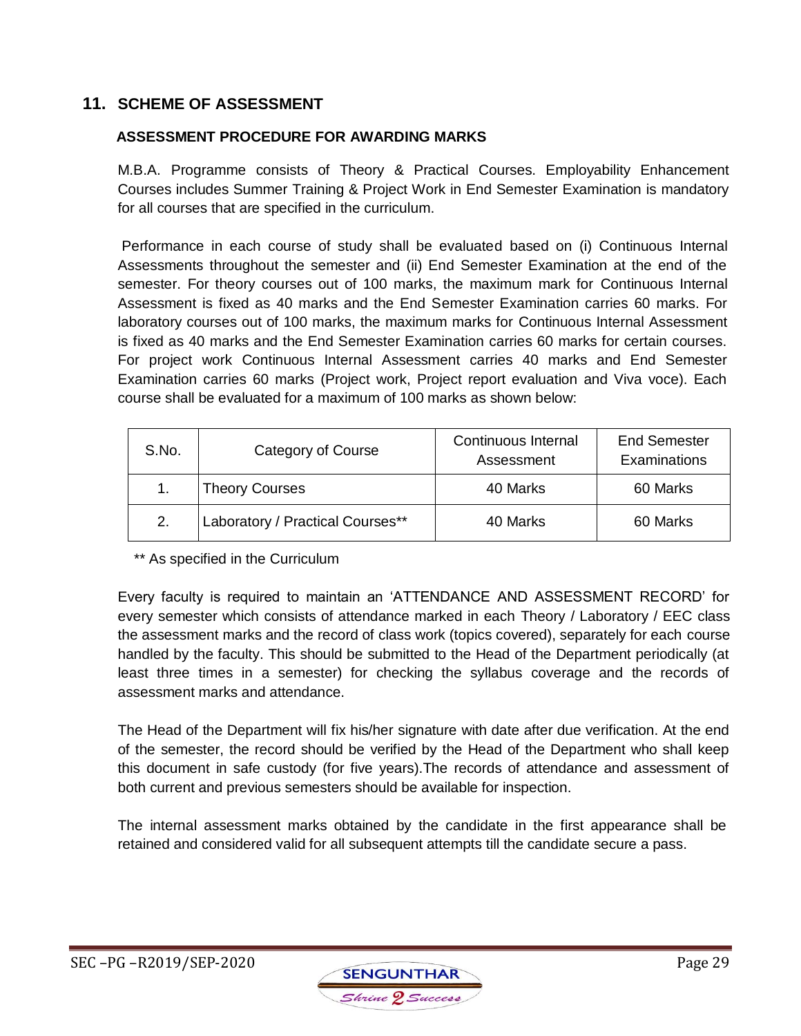## 11. SCHEME OF ASSESSMENT

### ASSESSMENT PROCEDURE FOR AWARDING MARKS

M.B.A. Programme consists of Theory & Practical Courses. Employability Enhancement Courses includes Summer Training & Project Work in End Semester Examination is mandatory for all courses that are specified in the curriculum.

Performance in each course of study shall be evaluated based on (i) Continuous Internal Assessments throughout the semester and (ii) End Semester Examination at the end of the semester. For theory courses out of 100 marks, the maximum mark for Continuous Internal Assessment is fixed as 40 marks and the End Semester Examination carries 60 marks. For laboratory courses out of 100 marks, the maximum marks for Continuous Internal Assessment is fixed as 40 marks and the End Semester Examination carries 60 marks for certain courses. For project work Continuous Internal Assessment carries 40 marks and End Semester Examination carries 60 marks (Project work, Project report evaluation and Viva voce). Each course shall be evaluated for a maximum of 100 marks as shown below:

| S.No. | Category of Course | Continuous Internal Assessment | End Semester Examinations |
|---|---|---|---|
| 1. | Theory Courses | 40 Marks | 60 Marks |
| 2. | Laboratory / Practical Courses** | 40 Marks | 60 Marks |

** As specified in the Curriculum

Every faculty is required to maintain an 'ATTENDANCE AND ASSESSMENT RECORD' for every semester which consists of attendance marked in each Theory / Laboratory / EEC class the assessment marks and the record of class work (topics covered), separately for each course handled by the faculty. This should be submitted to the Head of the Department periodically (at least three times in a semester) for checking the syllabus coverage and the records of assessment marks and attendance.

The Head of the Department will fix his/her signature with date after due verification. At the end of the semester, the record should be verified by the Head of the Department who shall keep this document in safe custody (for five years).The records of attendance and assessment of both current and previous semesters should be available for inspection.

The internal assessment marks obtained by the candidate in the first appearance shall be retained and considered valid for all subsequent attempts till the candidate secure a pass.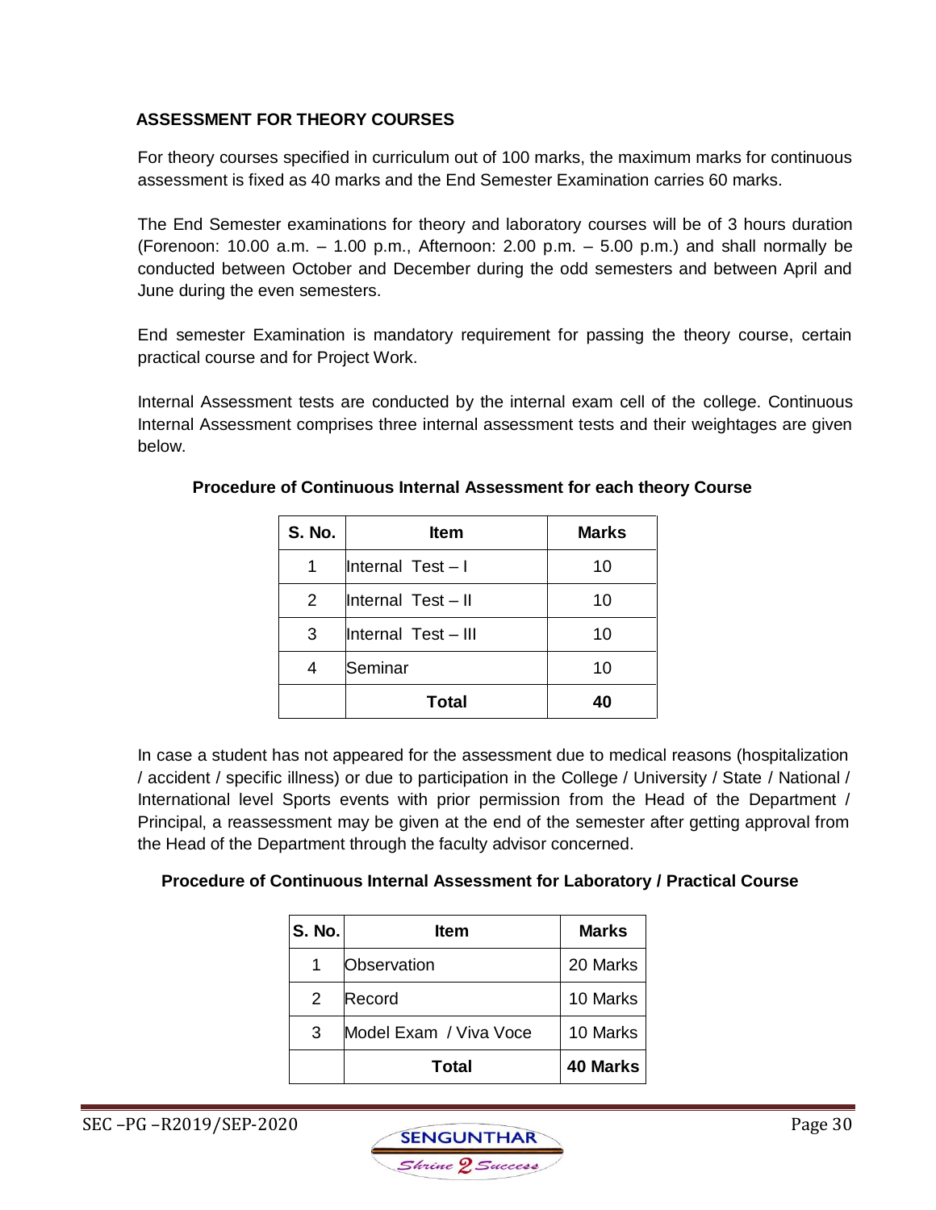## ASSESSMENT FOR THEORY COURSES

For theory courses specified in curriculum out of 100 marks, the maximum marks for continuous assessment is fixed as 40 marks and the End Semester Examination carries 60 marks.

The End Semester examinations for theory and laboratory courses will be of 3 hours duration (Forenoon: 10.00 a.m. – 1.00 p.m., Afternoon: 2.00 p.m. – 5.00 p.m.) and shall normally be conducted between October and December during the odd semesters and between April and June during the even semesters.

End semester Examination is mandatory requirement for passing the theory course, certain practical course and for Project Work.

Internal Assessment tests are conducted by the internal exam cell of the college. Continuous Internal Assessment comprises three internal assessment tests and their weightages are given below.

**Procedure of Continuous Internal Assessment for each theory Course**

| S. No. | Item | Marks |
|---|---|---|
| 1 | Internal Test – I | 10 |
| 2 | Internal Test – II | 10 |
| 3 | Internal Test – III | 10 |
| 4 | Seminar | 10 |
| | **Total** | **40** |

In case a student has not appeared for the assessment due to medical reasons (hospitalization / accident / specific illness) or due to participation in the College / University / State / National / International level Sports events with prior permission from the Head of the Department / Principal, a reassessment may be given at the end of the semester after getting approval from the Head of the Department through the faculty advisor concerned.

**Procedure of Continuous Internal Assessment for Laboratory / Practical Course**

| S. No. | Item | Marks |
|---|---|---|
| 1 | Observation | 20 Marks |
| 2 | Record | 10 Marks |
| 3 | Model Exam / Viva Voce | 10 Marks |
| | **Total** | **40 Marks** |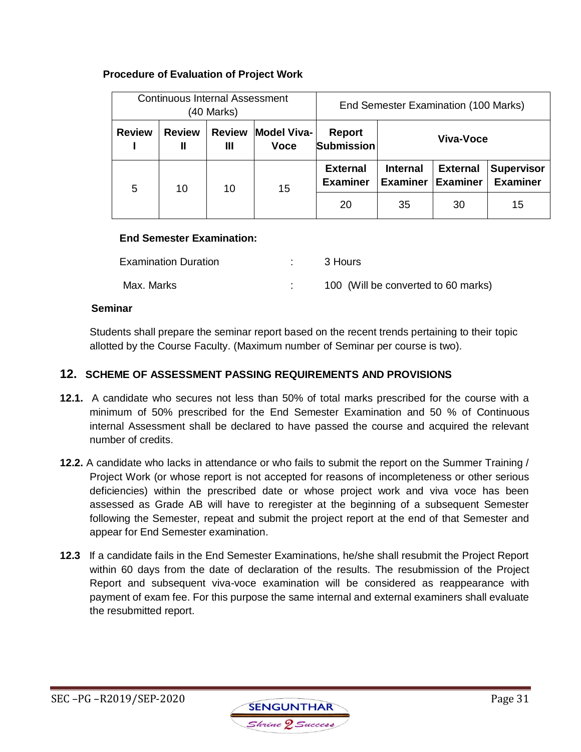**Procedure of Evaluation of Project Work**

| Continuous Internal Assessment (40 Marks) | | | | End Semester Examination (100 Marks) | | | |
|---|---|---|---|---|---|---|---|
| **Review I** | **Review II** | **Review III** | **Model Viva-Voce** | **Report Submission** | **Viva-Voce** | | |
| | | | | **External Examiner** | **Internal Examiner** | **External Examiner** | **Supervisor Examiner** |
| 5 | 10 | 10 | 15 | 20 | 35 | 30 | 15 |

**End Semester Examination:**

Examination Duration : 3 Hours

Max. Marks : 100 (Will be converted to 60 marks)

**Seminar**

Students shall prepare the seminar report based on the recent trends pertaining to their topic allotted by the Course Faculty. (Maximum number of Seminar per course is two).

## 12. SCHEME OF ASSESSMENT PASSING REQUIREMENTS AND PROVISIONS

**12.1.** A candidate who secures not less than 50% of total marks prescribed for the course with a minimum of 50% prescribed for the End Semester Examination and 50 % of Continuous internal Assessment shall be declared to have passed the course and acquired the relevant number of credits.

**12.2.** A candidate who lacks in attendance or who fails to submit the report on the Summer Training / Project Work (or whose report is not accepted for reasons of incompleteness or other serious deficiencies) within the prescribed date or whose project work and viva voce has been assessed as Grade AB will have to reregister at the beginning of a subsequent Semester following the Semester, repeat and submit the project report at the end of that Semester and appear for End Semester examination.

**12.3** If a candidate fails in the End Semester Examinations, he/she shall resubmit the Project Report within 60 days from the date of declaration of the results. The resubmission of the Project Report and subsequent viva-voce examination will be considered as reappearance with payment of exam fee. For this purpose the same internal and external examiners shall evaluate the resubmitted report.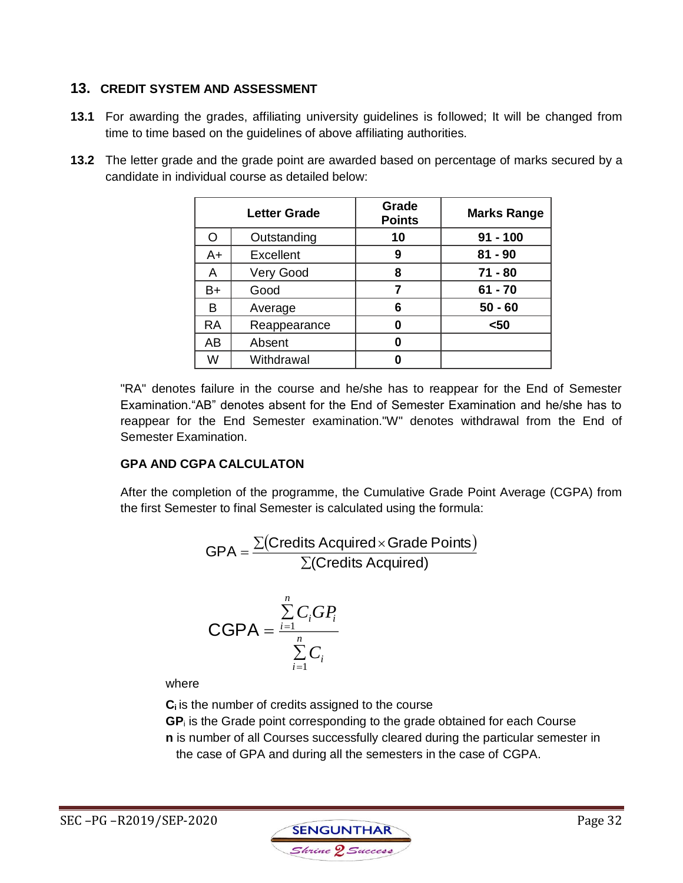## 13. CREDIT SYSTEM AND ASSESSMENT

**13.1** For awarding the grades, affiliating university guidelines is followed; It will be changed from time to time based on the guidelines of above affiliating authorities.

**13.2** The letter grade and the grade point are awarded based on percentage of marks secured by a candidate in individual course as detailed below:

| Letter Grade | | Grade Points | Marks Range |
|---|---|---|---|
| O | Outstanding | **10** | **91 - 100** |
| A+ | Excellent | **9** | **81 - 90** |
| A | Very Good | **8** | **71 - 80** |
| B+ | Good | **7** | **61 - 70** |
| B | Average | **6** | **50 - 60** |
| RA | Reappearance | **0** | **<50** |
| AB | Absent | **0** | |
| W | Withdrawal | **0** | |

"RA" denotes failure in the course and he/she has to reappear for the End of Semester Examination."AB" denotes absent for the End of Semester Examination and he/she has to reappear for the End Semester examination."W" denotes withdrawal from the End of Semester Examination.

**GPA AND CGPA CALCULATON**

After the completion of the programme, the Cumulative Grade Point Average (CGPA) from the first Semester to final Semester is calculated using the formula:

$$\text{GPA} = \frac{\sum(\text{Credits Acquired} \times \text{Grade Points})}{\sum(\text{Credits Acquired})}$$

$$\text{CGPA} = \frac{\sum_{i=1}^{n} C_i GP_i}{\sum_{i=1}^{n} C_i}$$

where

**$C_i$** is the number of credits assigned to the course

**$GP_i$** is the Grade point corresponding to the grade obtained for each Course

**n** is number of all Courses successfully cleared during the particular semester in the case of GPA and during all the semesters in the case of CGPA.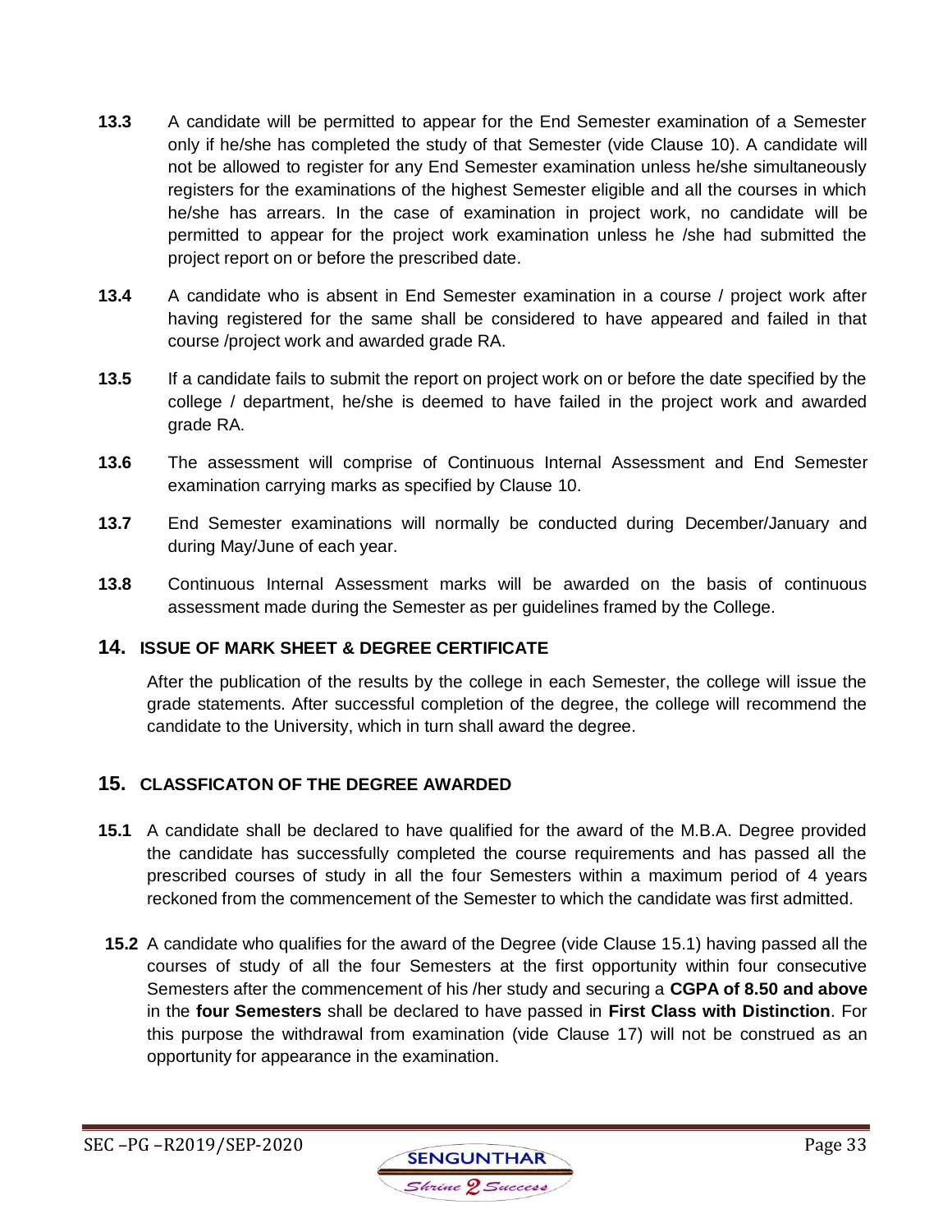**13.3** A candidate will be permitted to appear for the End Semester examination of a Semester only if he/she has completed the study of that Semester (vide Clause 10). A candidate will not be allowed to register for any End Semester examination unless he/she simultaneously registers for the examinations of the highest Semester eligible and all the courses in which he/she has arrears. In the case of examination in project work, no candidate will be permitted to appear for the project work examination unless he /she had submitted the project report on or before the prescribed date.

**13.4** A candidate who is absent in End Semester examination in a course / project work after having registered for the same shall be considered to have appeared and failed in that course /project work and awarded grade RA.

**13.5** If a candidate fails to submit the report on project work on or before the date specified by the college / department, he/she is deemed to have failed in the project work and awarded grade RA.

**13.6** The assessment will comprise of Continuous Internal Assessment and End Semester examination carrying marks as specified by Clause 10.

**13.7** End Semester examinations will normally be conducted during December/January and during May/June of each year.

**13.8** Continuous Internal Assessment marks will be awarded on the basis of continuous assessment made during the Semester as per guidelines framed by the College.

## 14. ISSUE OF MARK SHEET & DEGREE CERTIFICATE

After the publication of the results by the college in each Semester, the college will issue the grade statements. After successful completion of the degree, the college will recommend the candidate to the University, which in turn shall award the degree.

## 15. CLASSFICATON OF THE DEGREE AWARDED

**15.1** A candidate shall be declared to have qualified for the award of the M.B.A. Degree provided the candidate has successfully completed the course requirements and has passed all the prescribed courses of study in all the four Semesters within a maximum period of 4 years reckoned from the commencement of the Semester to which the candidate was first admitted.

**15.2** A candidate who qualifies for the award of the Degree (vide Clause 15.1) having passed all the courses of study of all the four Semesters at the first opportunity within four consecutive Semesters after the commencement of his /her study and securing a **CGPA of 8.50 and above** in the **four Semesters** shall be declared to have passed in **First Class with Distinction**. For this purpose the withdrawal from examination (vide Clause 17) will not be construed as an opportunity for appearance in the examination.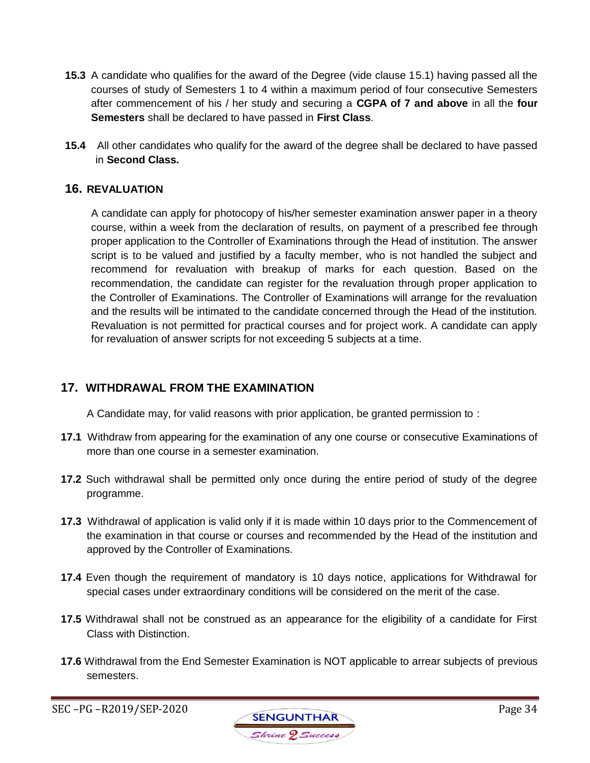**15.3** A candidate who qualifies for the award of the Degree (vide clause 15.1) having passed all the courses of study of Semesters 1 to 4 within a maximum period of four consecutive Semesters after commencement of his / her study and securing a **CGPA of 7 and above** in all the **four Semesters** shall be declared to have passed in **First Class**.

**15.4** All other candidates who qualify for the award of the degree shall be declared to have passed in **Second Class.**

## 16. REVALUATION

A candidate can apply for photocopy of his/her semester examination answer paper in a theory course, within a week from the declaration of results, on payment of a prescribed fee through proper application to the Controller of Examinations through the Head of institution. The answer script is to be valued and justified by a faculty member, who is not handled the subject and recommend for revaluation with breakup of marks for each question. Based on the recommendation, the candidate can register for the revaluation through proper application to the Controller of Examinations. The Controller of Examinations will arrange for the revaluation and the results will be intimated to the candidate concerned through the Head of the institution. Revaluation is not permitted for practical courses and for project work. A candidate can apply for revaluation of answer scripts for not exceeding 5 subjects at a time.

## 17. WITHDRAWAL FROM THE EXAMINATION

A Candidate may, for valid reasons with prior application, be granted permission to :

**17.1** Withdraw from appearing for the examination of any one course or consecutive Examinations of more than one course in a semester examination.

**17.2** Such withdrawal shall be permitted only once during the entire period of study of the degree programme.

**17.3** Withdrawal of application is valid only if it is made within 10 days prior to the Commencement of the examination in that course or courses and recommended by the Head of the institution and approved by the Controller of Examinations.

**17.4** Even though the requirement of mandatory is 10 days notice, applications for Withdrawal for special cases under extraordinary conditions will be considered on the merit of the case.

**17.5** Withdrawal shall not be construed as an appearance for the eligibility of a candidate for First Class with Distinction.

**17.6** Withdrawal from the End Semester Examination is NOT applicable to arrear subjects of previous semesters.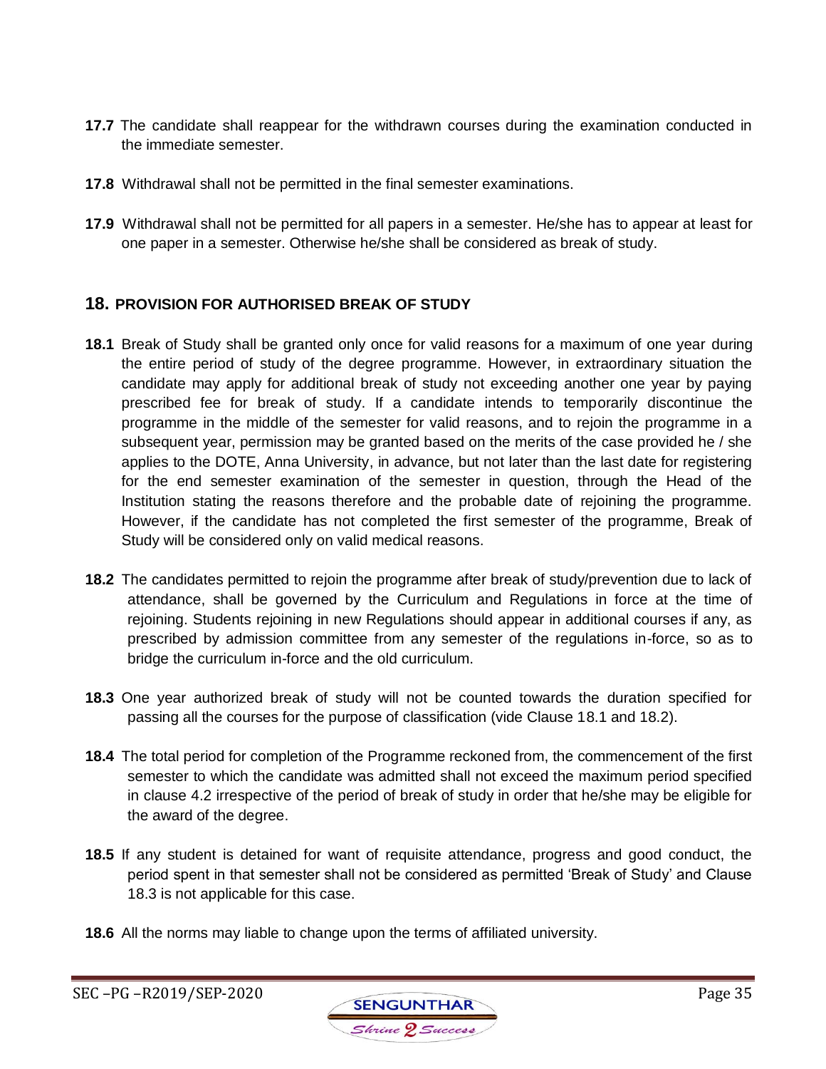**17.7** The candidate shall reappear for the withdrawn courses during the examination conducted in the immediate semester.

**17.8** Withdrawal shall not be permitted in the final semester examinations.

**17.9** Withdrawal shall not be permitted for all papers in a semester. He/she has to appear at least for one paper in a semester. Otherwise he/she shall be considered as break of study.

## 18. PROVISION FOR AUTHORISED BREAK OF STUDY

**18.1** Break of Study shall be granted only once for valid reasons for a maximum of one year during the entire period of study of the degree programme. However, in extraordinary situation the candidate may apply for additional break of study not exceeding another one year by paying prescribed fee for break of study. If a candidate intends to temporarily discontinue the programme in the middle of the semester for valid reasons, and to rejoin the programme in a subsequent year, permission may be granted based on the merits of the case provided he / she applies to the DOTE, Anna University, in advance, but not later than the last date for registering for the end semester examination of the semester in question, through the Head of the Institution stating the reasons therefore and the probable date of rejoining the programme. However, if the candidate has not completed the first semester of the programme, Break of Study will be considered only on valid medical reasons.

**18.2** The candidates permitted to rejoin the programme after break of study/prevention due to lack of attendance, shall be governed by the Curriculum and Regulations in force at the time of rejoining. Students rejoining in new Regulations should appear in additional courses if any, as prescribed by admission committee from any semester of the regulations in-force, so as to bridge the curriculum in-force and the old curriculum.

**18.3** One year authorized break of study will not be counted towards the duration specified for passing all the courses for the purpose of classification (vide Clause 18.1 and 18.2).

**18.4** The total period for completion of the Programme reckoned from, the commencement of the first semester to which the candidate was admitted shall not exceed the maximum period specified in clause 4.2 irrespective of the period of break of study in order that he/she may be eligible for the award of the degree.

**18.5** If any student is detained for want of requisite attendance, progress and good conduct, the period spent in that semester shall not be considered as permitted 'Break of Study' and Clause 18.3 is not applicable for this case.

**18.6** All the norms may liable to change upon the terms of affiliated university.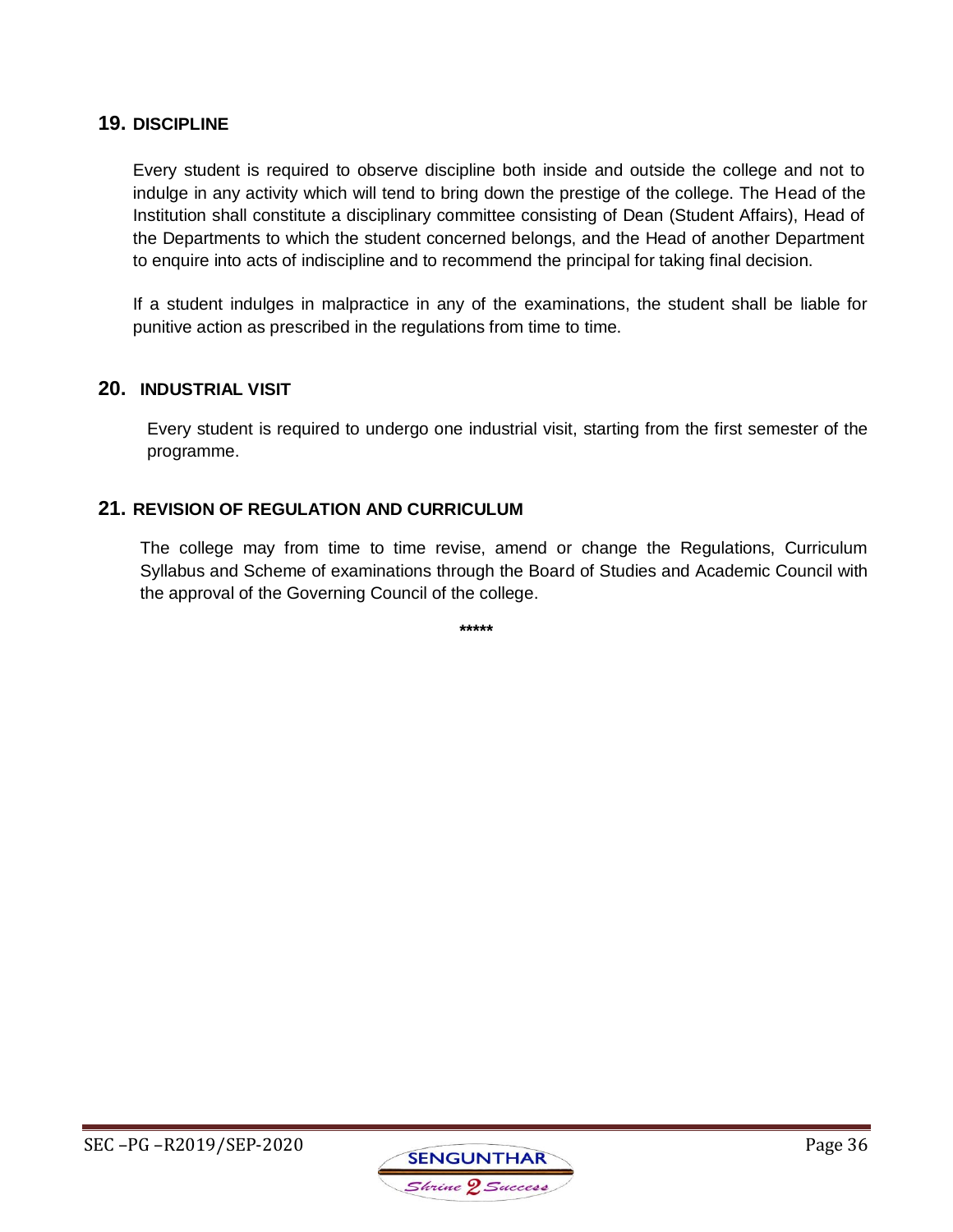## 19. DISCIPLINE

Every student is required to observe discipline both inside and outside the college and not to indulge in any activity which will tend to bring down the prestige of the college. The Head of the Institution shall constitute a disciplinary committee consisting of Dean (Student Affairs), Head of the Departments to which the student concerned belongs, and the Head of another Department to enquire into acts of indiscipline and to recommend the principal for taking final decision.

If a student indulges in malpractice in any of the examinations, the student shall be liable for punitive action as prescribed in the regulations from time to time.

## 20. INDUSTRIAL VISIT

Every student is required to undergo one industrial visit, starting from the first semester of the programme.

## 21. REVISION OF REGULATION AND CURRICULUM

The college may from time to time revise, amend or change the Regulations, Curriculum Syllabus and Scheme of examinations through the Board of Studies and Academic Council with the approval of the Governing Council of the college.

*****